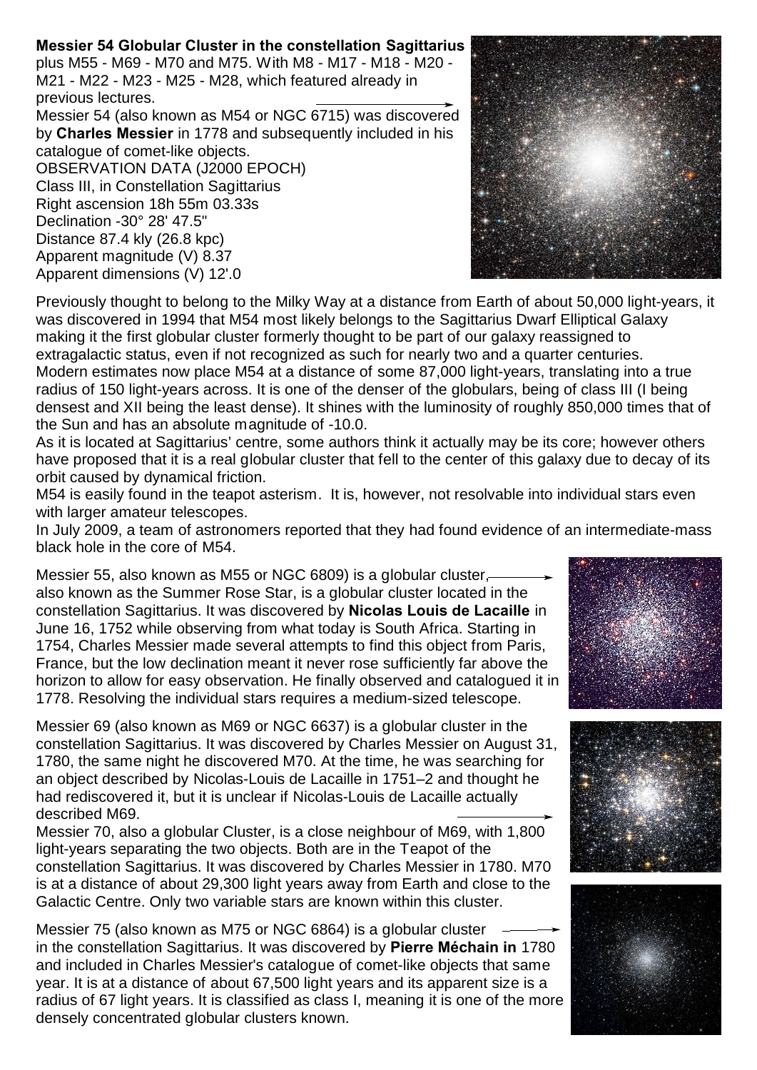**Messier 54 Globular Cluster in the constellation Sagittarius** plus M55 - M69 - M70 and M75. With M8 - M17 - M18 - M20 - M21 - M22 - M23 - M25 - M28, which featured already in previous lectures.

Messier 54 (also known as M54 or NGC 6715) was discovered by **Charles Messier** in 1778 and subsequently included in his catalogue of comet-like objects.

OBSERVATION DATA (J2000 EPOCH)
Class III, in Constellation Sagittarius
Right ascension 18h 55m 03.33s
Declination -30° 28' 47.5"
Distance 87.4 kly (26.8 kpc)
Apparent magnitude (V) 8.37
Apparent dimensions (V) 12'.0

Previously thought to belong to the Milky Way at a distance from Earth of about 50,000 light-years, it was discovered in 1994 that M54 most likely belongs to the Sagittarius Dwarf Elliptical Galaxy making it the first globular cluster formerly thought to be part of our galaxy reassigned to extragalactic status, even if not recognized as such for nearly two and a quarter centuries.
Modern estimates now place M54 at a distance of some 87,000 light-years, translating into a true radius of 150 light-years across. It is one of the denser of the globulars, being of class III (I being densest and XII being the least dense). It shines with the luminosity of roughly 850,000 times that of the Sun and has an absolute magnitude of -10.0.
As it is located at Sagittarius' centre, some authors think it actually may be its core; however others have proposed that it is a real globular cluster that fell to the center of this galaxy due to decay of its orbit caused by dynamical friction.
M54 is easily found in the teapot asterism. It is, however, not resolvable into individual stars even with larger amateur telescopes.
In July 2009, a team of astronomers reported that they had found evidence of an intermediate-mass black hole in the core of M54.

Messier 55, also known as M55 or NGC 6809) is a globular cluster, also known as the Summer Rose Star, is a globular cluster located in the constellation Sagittarius. It was discovered by **Nicolas Louis de Lacaille** in June 16, 1752 while observing from what today is South Africa. Starting in 1754, Charles Messier made several attempts to find this object from Paris, France, but the low declination meant it never rose sufficiently far above the horizon to allow for easy observation. He finally observed and catalogued it in 1778. Resolving the individual stars requires a medium-sized telescope.

Messier 69 (also known as M69 or NGC 6637) is a globular cluster in the constellation Sagittarius. It was discovered by Charles Messier on August 31, 1780, the same night he discovered M70. At the time, he was searching for an object described by Nicolas-Louis de Lacaille in 1751–2 and thought he had rediscovered it, but it is unclear if Nicolas-Louis de Lacaille actually described M69.
Messier 70, also a globular Cluster, is a close neighbour of M69, with 1,800 light-years separating the two objects. Both are in the Teapot of the constellation Sagittarius. It was discovered by Charles Messier in 1780. M70 is at a distance of about 29,300 light years away from Earth and close to the Galactic Centre. Only two variable stars are known within this cluster.

Messier 75 (also known as M75 or NGC 6864) is a globular cluster in the constellation Sagittarius. It was discovered by **Pierre Méchain in** 1780 and included in Charles Messier's catalogue of comet-like objects that same year. It is at a distance of about 67,500 light years and its apparent size is a radius of 67 light years. It is classified as class I, meaning it is one of the more densely concentrated globular clusters known.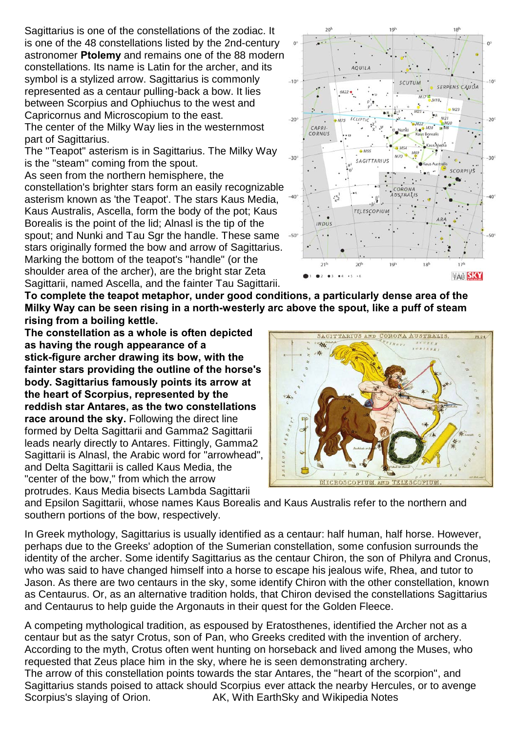Sagittarius is one of the constellations of the zodiac. It is one of the 48 constellations listed by the 2nd-century astronomer **Ptolemy** and remains one of the 88 modern constellations. Its name is Latin for the archer, and its symbol is a stylized arrow. Sagittarius is commonly represented as a centaur pulling-back a bow. It lies between Scorpius and Ophiuchus to the west and Capricornus and Microscopium to the east.
The center of the Milky Way lies in the westernmost part of Sagittarius.
The "Teapot" asterism is in Sagittarius. The Milky Way is the "steam" coming from the spout.
As seen from the northern hemisphere, the constellation's brighter stars form an easily recognizable asterism known as 'the Teapot'. The stars Kaus Media, Kaus Australis, Ascella, form the body of the pot; Kaus Borealis is the point of the lid; Alnasl is the tip of the spout; and Nunki and Tau Sgr the handle. These same stars originally formed the bow and arrow of Sagittarius. Marking the bottom of the teapot's "handle" (or the shoulder area of the archer), are the bright star Zeta Sagittarii, named Ascella, and the fainter Tau Sagittarii.
**To complete the teapot metaphor, under good conditions, a particularly dense area of the Milky Way can be seen rising in a north-westerly arc above the spout, like a puff of steam rising from a boiling kettle.**
**The constellation as a whole is often depicted as having the rough appearance of a stick-figure archer drawing its bow, with the fainter stars providing the outline of the horse's body. Sagittarius famously points its arrow at the heart of Scorpius, represented by the reddish star Antares, as the two constellations race around the sky.** Following the direct line formed by Delta Sagittarii and Gamma2 Sagittarii leads nearly directly to Antares. Fittingly, Gamma2 Sagittarii is Alnasl, the Arabic word for "arrowhead", and Delta Sagittarii is called Kaus Media, the "center of the bow," from which the arrow protrudes. Kaus Media bisects Lambda Sagittarii and Epsilon Sagittarii, whose names Kaus Borealis and Kaus Australis refer to the northern and southern portions of the bow, respectively.

In Greek mythology, Sagittarius is usually identified as a centaur: half human, half horse. However, perhaps due to the Greeks' adoption of the Sumerian constellation, some confusion surrounds the identity of the archer. Some identify Sagittarius as the centaur Chiron, the son of Philyra and Cronus, who was said to have changed himself into a horse to escape his jealous wife, Rhea, and tutor to Jason. As there are two centaurs in the sky, some identify Chiron with the other constellation, known as Centaurus. Or, as an alternative tradition holds, that Chiron devised the constellations Sagittarius and Centaurus to help guide the Argonauts in their quest for the Golden Fleece.

A competing mythological tradition, as espoused by Eratosthenes, identified the Archer not as a centaur but as the satyr Crotus, son of Pan, who Greeks credited with the invention of archery. According to the myth, Crotus often went hunting on horseback and lived among the Muses, who requested that Zeus place him in the sky, where he is seen demonstrating archery.
The arrow of this constellation points towards the star Antares, the "heart of the scorpion", and Sagittarius stands poised to attack should Scorpius ever attack the nearby Hercules, or to avenge Scorpius's slaying of Orion.

AK, With EarthSky and Wikipedia Notes